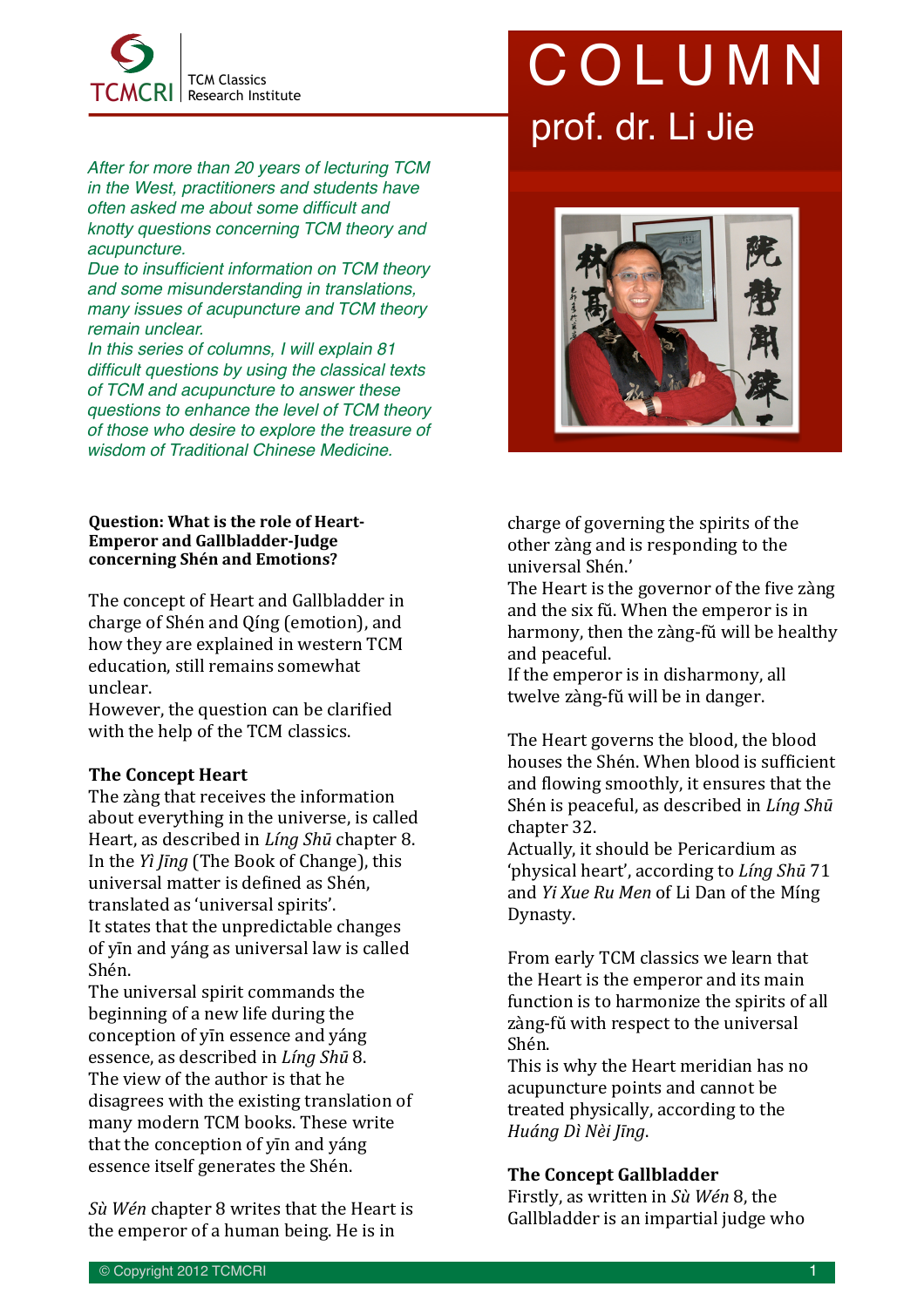TCMCRI TCM Classics Research Institute

# COLUMN

## prof. dr. Li Jie

*After for more than 20 years of lecturing TCM in the West, practitioners and students have often asked me about some difficult and knotty questions concerning TCM theory and acupuncture.*
*Due to insufficient information on TCM theory and some misunderstanding in translations, many issues of acupuncture and TCM theory remain unclear.*
*In this series of columns, I will explain 81 difficult questions by using the classical texts of TCM and acupuncture to answer these questions to enhance the level of TCM theory of those who desire to explore the treasure of wisdom of Traditional Chinese Medicine.*

**Question: What is the role of Heart-Emperor and Gallbladder-Judge concerning Shén and Emotions?**

The concept of Heart and Gallbladder in charge of Shén and Qíng (emotion), and how they are explained in western TCM education, still remains somewhat unclear.
However, the question can be clarified with the help of the TCM classics.

### The Concept Heart

The zàng that receives the information about everything in the universe, is called Heart, as described in *Líng Shū* chapter 8.
In the *Yì Jīng* (The Book of Change), this universal matter is defined as Shén, translated as 'universal spirits'.
It states that the unpredictable changes of yīn and yáng as universal law is called Shén.
The universal spirit commands the beginning of a new life during the conception of yīn essence and yáng essence, as described in *Líng Shū* 8.
The view of the author is that he disagrees with the existing translation of many modern TCM books. These write that the conception of yīn and yáng essence itself generates the Shén.

*Sù Wén* chapter 8 writes that the Heart is the emperor of a human being. He is in charge of governing the spirits of the other zàng and is responding to the universal Shén.'
The Heart is the governor of the five zàng and the six fǔ. When the emperor is in harmony, then the zàng-fǔ will be healthy and peaceful.
If the emperor is in disharmony, all twelve zàng-fǔ will be in danger.

The Heart governs the blood, the blood houses the Shén. When blood is sufficient and flowing smoothly, it ensures that the Shén is peaceful, as described in *Líng Shū* chapter 32.
Actually, it should be Pericardium as 'physical heart', according to *Líng Shū* 71 and *Yi Xue Ru Men* of Li Dan of the Míng Dynasty.

From early TCM classics we learn that the Heart is the emperor and its main function is to harmonize the spirits of all zàng-fǔ with respect to the universal Shén.
This is why the Heart meridian has no acupuncture points and cannot be treated physically, according to the *Huáng Dì Nèi Jīng*.

### The Concept Gallbladder

Firstly, as written in *Sù Wén* 8, the Gallbladder is an impartial judge who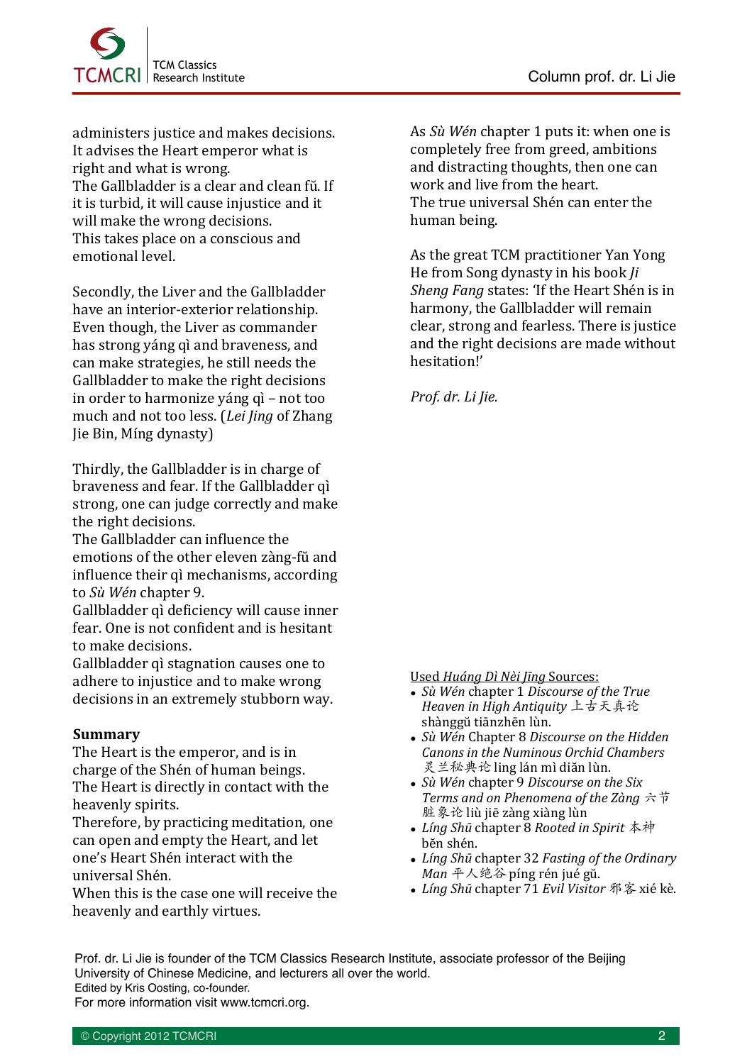administers justice and makes decisions. It advises the Heart emperor what is right and what is wrong.
The Gallbladder is a clear and clean fǔ. If it is turbid, it will cause injustice and it will make the wrong decisions.
This takes place on a conscious and emotional level.

Secondly, the Liver and the Gallbladder have an interior-exterior relationship. Even though, the Liver as commander has strong yáng qì and braveness, and can make strategies, he still needs the Gallbladder to make the right decisions in order to harmonize yáng qì – not too much and not too less. (*Lei Jing* of Zhang Jie Bin, Míng dynasty)

Thirdly, the Gallbladder is in charge of braveness and fear. If the Gallbladder qì strong, one can judge correctly and make the right decisions.
The Gallbladder can influence the emotions of the other eleven zàng-fǔ and influence their qì mechanisms, according to *Sù Wén* chapter 9.
Gallbladder qì deficiency will cause inner fear. One is not confident and is hesitant to make decisions.
Gallbladder qì stagnation causes one to adhere to injustice and to make wrong decisions in an extremely stubborn way.

**Summary**
The Heart is the emperor, and is in charge of the Shén of human beings.
The Heart is directly in contact with the heavenly spirits.
Therefore, by practicing meditation, one can open and empty the Heart, and let one's Heart Shén interact with the universal Shén.
When this is the case one will receive the heavenly and earthly virtues.

As *Sù Wén* chapter 1 puts it: when one is completely free from greed, ambitions and distracting thoughts, then one can work and live from the heart.
The true universal Shén can enter the human being.

As the great TCM practitioner Yan Yong He from Song dynasty in his book *Ji Sheng Fang* states: 'If the Heart Shén is in harmony, the Gallbladder will remain clear, strong and fearless. There is justice and the right decisions are made without hesitation!'

*Prof. dr. Li Jie.*

Used *Huáng Dì Nèi Jīng* Sources:

- *Sù Wén* chapter 1 *Discourse of the True Heaven in High Antiquity* 上古天真论 shànggǔ tiānzhēn lùn.
- *Sù Wén* Chapter 8 *Discourse on the Hidden Canons in the Numinous Orchid Chambers* 灵兰秘典论 ling lán mì diǎn lùn.
- *Sù Wén* chapter 9 *Discourse on the Six Terms and on Phenomena of the Zàng* 六节脏象论 liù jiē zàng xiàng lùn
- *Líng Shū* chapter 8 *Rooted in Spirit* 本神 běn shén.
- *Líng Shū* chapter 32 *Fasting of the Ordinary Man* 平人绝谷 píng rén jué gǔ.
- *Líng Shū* chapter 71 *Evil Visitor* 邪客 xié kè.

Prof. dr. Li Jie is founder of the TCM Classics Research Institute, associate professor of the Beijing University of Chinese Medicine, and lecturers all over the world.
Edited by Kris Oosting, co-founder.
For more information visit www.tcmcri.org.